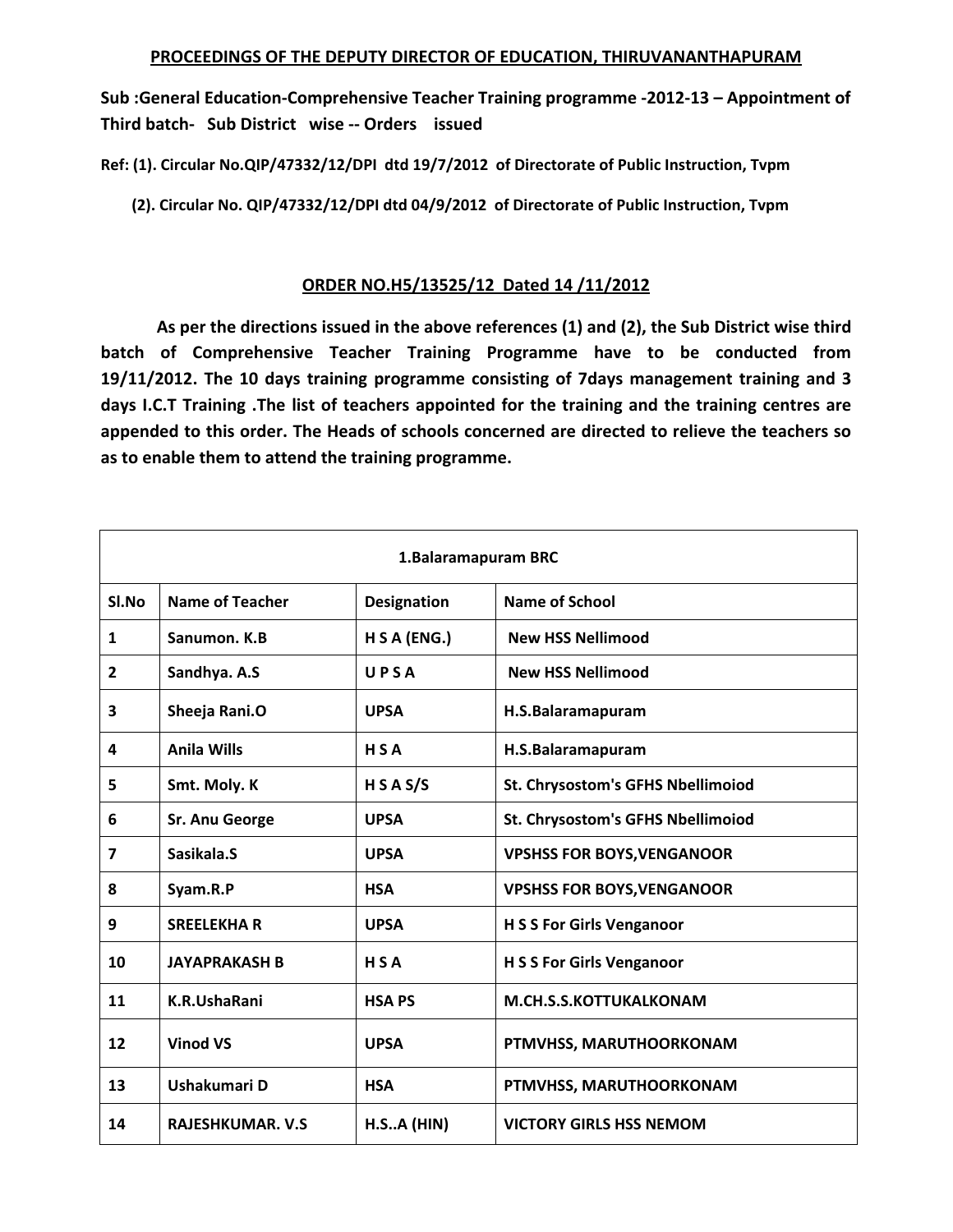**PROCEEDINGS OF THE DEPUTY DIRECTOR OF EDUCATION, THIRUVANANTHAPURAM**

**Sub :General Education-Comprehensive Teacher Training programme -2012-13 – Appointment of Third batch- Sub District wise -- Orders issued**

**Ref: (1). Circular No.QIP/47332/12/DPI dtd 19/7/2012 of Directorate of Public Instruction, Tvpm**

**(2). Circular No. QIP/47332/12/DPI dtd 04/9/2012 of Directorate of Public Instruction, Tvpm**

**ORDER NO.H5/13525/12 Dated 14 /11/2012**

**As per the directions issued in the above references (1) and (2), the Sub District wise third batch of Comprehensive Teacher Training Programme have to be conducted from 19/11/2012. The 10 days training programme consisting of 7days management training and 3 days I.C.T Training .The list of teachers appointed for the training and the training centres are appended to this order. The Heads of schools concerned are directed to relieve the teachers so as to enable them to attend the training programme.**

| 1.Balaramapuram BRC | | | |
|---|---|---|---|
| **Sl.No** | **Name of Teacher** | **Designation** | **Name of School** |
| 1 | Sanumon. K.B | H S A (ENG.) | New HSS Nellimood |
| 2 | Sandhya. A.S | U P S A | New HSS Nellimood |
| 3 | Sheeja Rani.O | UPSA | H.S.Balaramapuram |
| 4 | Anila Wills | H S A | H.S.Balaramapuram |
| 5 | Smt. Moly. K | H S A S/S | St. Chrysostom's GFHS Nbellimoiod |
| 6 | Sr. Anu George | UPSA | St. Chrysostom's GFHS Nbellimoiod |
| 7 | Sasikala.S | UPSA | VPSHSS FOR BOYS,VENGANOOR |
| 8 | Syam.R.P | HSA | VPSHSS FOR BOYS,VENGANOOR |
| 9 | SREELEKHA R | UPSA | H S S For Girls Venganoor |
| 10 | JAYAPRAKASH B | H S A | H S S For Girls Venganoor |
| 11 | K.R.UshaRani | HSA PS | M.CH.S.S.KOTTUKALKONAM |
| 12 | Vinod VS | UPSA | PTMVHSS, MARUTHOORKONAM |
| 13 | Ushakumari D | HSA | PTMVHSS, MARUTHOORKONAM |
| 14 | RAJESHKUMAR. V.S | H.S..A (HIN) | VICTORY GIRLS HSS NEMOM |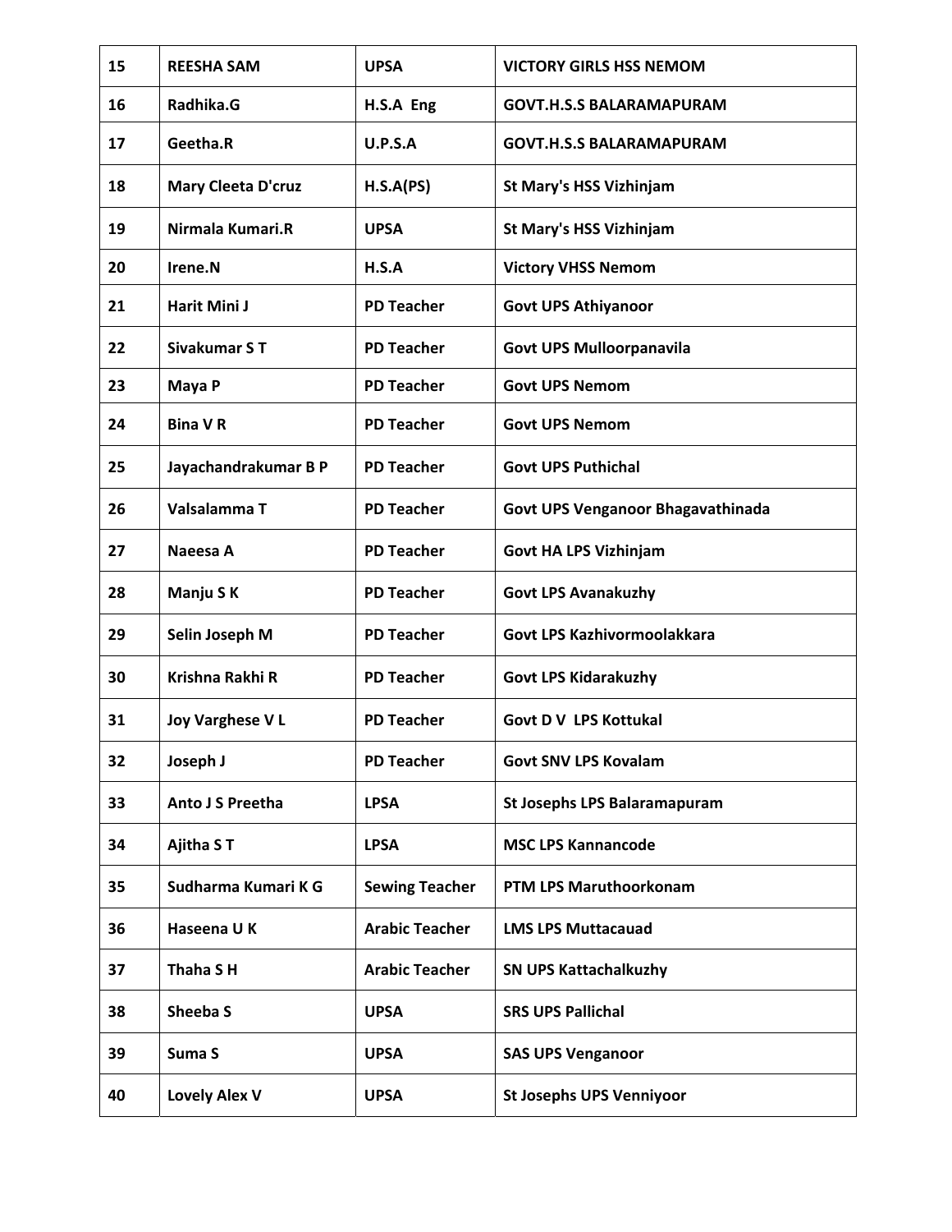| 15 | REESHA SAM | UPSA | VICTORY GIRLS HSS NEMOM |
|---|---|---|---|
| 16 | Radhika.G | H.S.A Eng | GOVT.H.S.S BALARAMAPURAM |
| 17 | Geetha.R | U.P.S.A | GOVT.H.S.S BALARAMAPURAM |
| 18 | Mary Cleeta D'cruz | H.S.A(PS) | St Mary's HSS Vizhinjam |
| 19 | Nirmala Kumari.R | UPSA | St Mary's HSS Vizhinjam |
| 20 | Irene.N | H.S.A | Victory VHSS Nemom |
| 21 | Harit Mini J | PD Teacher | Govt UPS Athiyanoor |
| 22 | Sivakumar S T | PD Teacher | Govt UPS Mulloorpanavila |
| 23 | Maya P | PD Teacher | Govt UPS Nemom |
| 24 | Bina V R | PD Teacher | Govt UPS Nemom |
| 25 | Jayachandrakumar B P | PD Teacher | Govt UPS Puthichal |
| 26 | Valsalamma T | PD Teacher | Govt UPS Venganoor Bhagavathinada |
| 27 | Naeesa A | PD Teacher | Govt HA LPS Vizhinjam |
| 28 | Manju S K | PD Teacher | Govt LPS Avanakuzhy |
| 29 | Selin Joseph M | PD Teacher | Govt LPS Kazhivormoolakkara |
| 30 | Krishna Rakhi R | PD Teacher | Govt LPS Kidarakuzhy |
| 31 | Joy Varghese V L | PD Teacher | Govt D V LPS Kottukal |
| 32 | Joseph J | PD Teacher | Govt SNV LPS Kovalam |
| 33 | Anto J S Preetha | LPSA | St Josephs LPS Balaramapuram |
| 34 | Ajitha S T | LPSA | MSC LPS Kannancode |
| 35 | Sudharma Kumari K G | Sewing Teacher | PTM LPS Maruthoorkonam |
| 36 | Haseena U K | Arabic Teacher | LMS LPS Muttacauad |
| 37 | Thaha S H | Arabic Teacher | SN UPS Kattachalkuzhy |
| 38 | Sheeba S | UPSA | SRS UPS Pallichal |
| 39 | Suma S | UPSA | SAS UPS Venganoor |
| 40 | Lovely Alex V | UPSA | St Josephs UPS Venniyoor |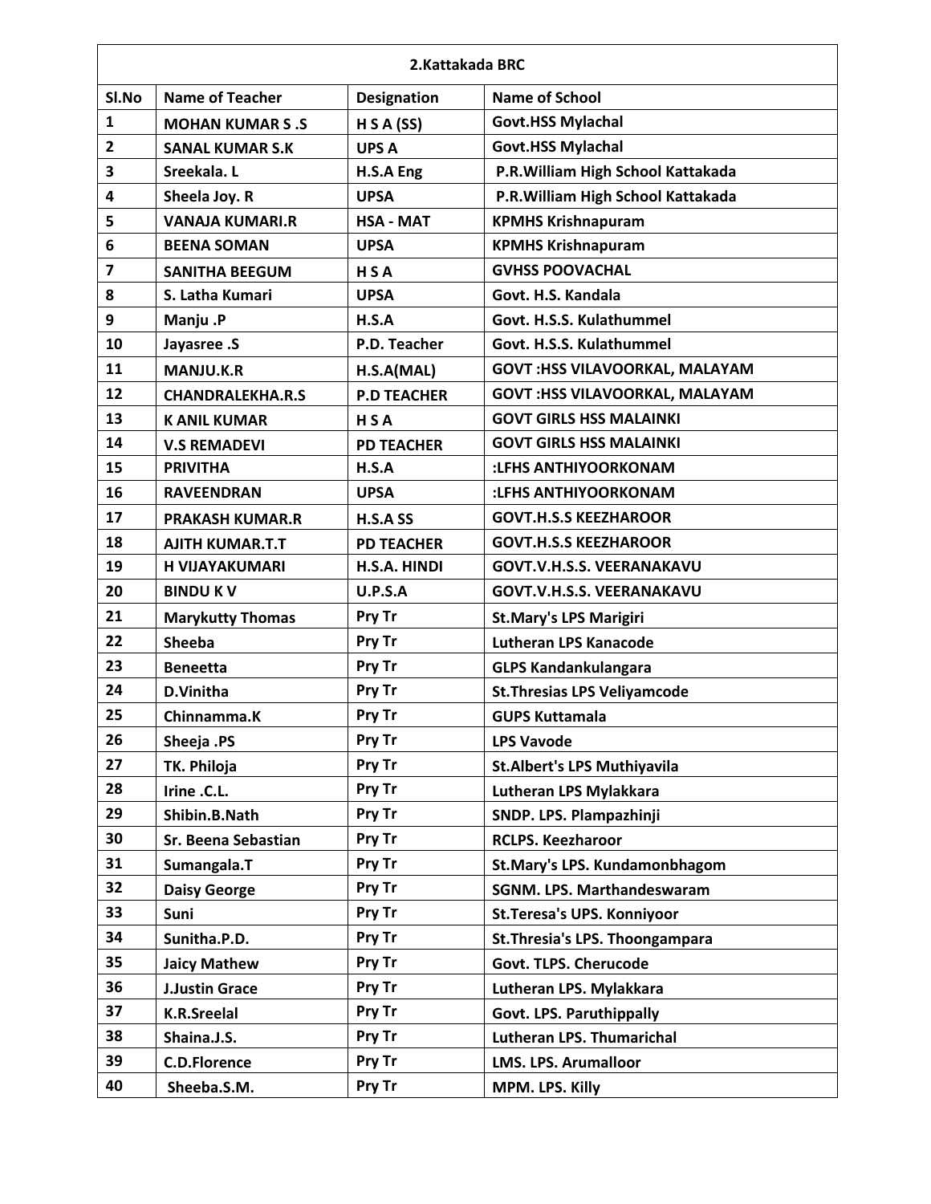| 2.Kattakada BRC | | | |
|---|---|---|---|
| Sl.No | Name of Teacher | Designation | Name of School |
| 1 | MOHAN KUMAR S .S | H S A (SS) | Govt.HSS Mylachal |
| 2 | SANAL KUMAR S.K | UPS A | Govt.HSS Mylachal |
| 3 | Sreekala. L | H.S.A Eng | P.R.William High School Kattakada |
| 4 | Sheela Joy. R | UPSA | P.R.William High School Kattakada |
| 5 | VANAJA KUMARI.R | HSA - MAT | KPMHS Krishnapuram |
| 6 | BEENA SOMAN | UPSA | KPMHS Krishnapuram |
| 7 | SANITHA BEEGUM | H S A | GVHSS POOVACHAL |
| 8 | S. Latha Kumari | UPSA | Govt. H.S. Kandala |
| 9 | Manju .P | H.S.A | Govt. H.S.S. Kulathummel |
| 10 | Jayasree .S | P.D. Teacher | Govt. H.S.S. Kulathummel |
| 11 | MANJU.K.R | H.S.A(MAL) | GOVT :HSS VILAVOORKAL, MALAYAM |
| 12 | CHANDRALEKHA.R.S | P.D TEACHER | GOVT :HSS VILAVOORKAL, MALAYAM |
| 13 | K ANIL KUMAR | H S A | GOVT GIRLS HSS MALAINKI |
| 14 | V.S REMADEVI | PD TEACHER | GOVT GIRLS HSS MALAINKI |
| 15 | PRIVITHA | H.S.A | :LFHS ANTHIYOORKONAM |
| 16 | RAVEENDRAN | UPSA | :LFHS ANTHIYOORKONAM |
| 17 | PRAKASH KUMAR.R | H.S.A SS | GOVT.H.S.S KEEZHAROOR |
| 18 | AJITH KUMAR.T.T | PD TEACHER | GOVT.H.S.S KEEZHAROOR |
| 19 | H VIJAYAKUMARI | H.S.A. HINDI | GOVT.V.H.S.S. VEERANAKAVU |
| 20 | BINDU K V | U.P.S.A | GOVT.V.H.S.S. VEERANAKAVU |
| 21 | Marykutty Thomas | Pry Tr | St.Mary's LPS Marigiri |
| 22 | Sheeba | Pry Tr | Lutheran LPS Kanacode |
| 23 | Beneetta | Pry Tr | GLPS Kandankulangara |
| 24 | D.Vinitha | Pry Tr | St.Thresias LPS Veliyamcode |
| 25 | Chinnamma.K | Pry Tr | GUPS Kuttamala |
| 26 | Sheeja .PS | Pry Tr | LPS Vavode |
| 27 | TK. Philoja | Pry Tr | St.Albert's LPS Muthiyavila |
| 28 | Irine .C.L. | Pry Tr | Lutheran LPS Mylakkara |
| 29 | Shibin.B.Nath | Pry Tr | SNDP. LPS. Plampazhinji |
| 30 | Sr. Beena Sebastian | Pry Tr | RCLPS. Keezharoor |
| 31 | Sumangala.T | Pry Tr | St.Mary's LPS. Kundamonbhagom |
| 32 | Daisy George | Pry Tr | SGNM. LPS. Marthandeswaram |
| 33 | Suni | Pry Tr | St.Teresa's UPS. Konniyoor |
| 34 | Sunitha.P.D. | Pry Tr | St.Thresia's LPS. Thoongampara |
| 35 | Jaicy Mathew | Pry Tr | Govt. TLPS. Cherucode |
| 36 | J.Justin Grace | Pry Tr | Lutheran LPS. Mylakkara |
| 37 | K.R.Sreelal | Pry Tr | Govt. LPS. Paruthippally |
| 38 | Shaina.J.S. | Pry Tr | Lutheran LPS. Thumarichal |
| 39 | C.D.Florence | Pry Tr | LMS. LPS. Arumalloor |
| 40 | Sheeba.S.M. | Pry Tr | MPM. LPS. Killy |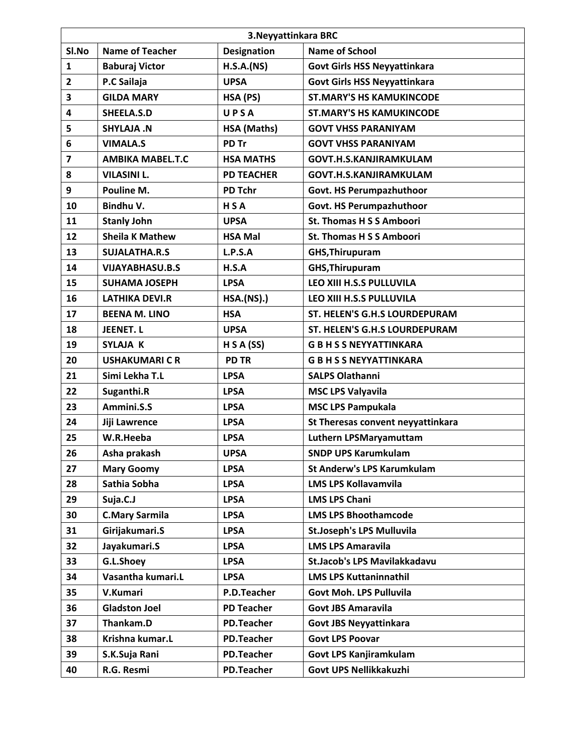| 3.Neyyattinkara BRC | | | |
|---|---|---|---|
| **Sl.No** | **Name of Teacher** | **Designation** | **Name of School** |
| 1 | Baburaj Victor | H.S.A.(NS) | Govt Girls HSS Neyyattinkara |
| 2 | P.C Sailaja | UPSA | Govt Girls HSS Neyyattinkara |
| 3 | GILDA MARY | HSA (PS) | ST.MARY'S HS KAMUKINCODE |
| 4 | SHEELA.S.D | U P S A | ST.MARY'S HS KAMUKINCODE |
| 5 | SHYLAJA .N | HSA (Maths) | GOVT VHSS PARANIYAM |
| 6 | VIMALA.S | PD Tr | GOVT VHSS PARANIYAM |
| 7 | AMBIKA MABEL.T.C | HSA MATHS | GOVT.H.S.KANJIRAMKULAM |
| 8 | VILASINI L. | PD TEACHER | GOVT.H.S.KANJIRAMKULAM |
| 9 | Pouline M. | PD Tchr | Govt. HS Perumpazhuthoor |
| 10 | Bindhu V. | H S A | Govt. HS Perumpazhuthoor |
| 11 | Stanly John | UPSA | St. Thomas H S S Amboori |
| 12 | Sheila K Mathew | HSA Mal | St. Thomas H S S Amboori |
| 13 | SUJALATHA.R.S | L.P.S.A | GHS,Thirupuram |
| 14 | VIJAYABHASU.B.S | H.S.A | GHS,Thirupuram |
| 15 | SUHAMA JOSEPH | LPSA | LEO XIII H.S.S PULLUVILA |
| 16 | LATHIKA DEVI.R | HSA.(NS).) | LEO XIII H.S.S PULLUVILA |
| 17 | BEENA M. LINO | HSA | ST. HELEN'S G.H.S LOURDEPURAM |
| 18 | JEENET. L | UPSA | ST. HELEN'S G.H.S LOURDEPURAM |
| 19 | SYLAJA K | H S A (SS) | G B H S S NEYYATTINKARA |
| 20 | USHAKUMARI C R | PD TR | G B H S S NEYYATTINKARA |
| 21 | Simi Lekha T.L | LPSA | SALPS Olathanni |
| 22 | Suganthi.R | LPSA | MSC LPS Valyavila |
| 23 | Ammini.S.S | LPSA | MSC LPS Pampukala |
| 24 | Jiji Lawrence | LPSA | St Theresas convent neyyattinkara |
| 25 | W.R.Heeba | LPSA | Luthern LPSMaryamuttam |
| 26 | Asha prakash | UPSA | SNDP UPS Karumkulam |
| 27 | Mary Goomy | LPSA | St Anderw's LPS Karumkulam |
| 28 | Sathia Sobha | LPSA | LMS LPS Kollavamvila |
| 29 | Suja.C.J | LPSA | LMS LPS Chani |
| 30 | C.Mary Sarmila | LPSA | LMS LPS Bhoothamcode |
| 31 | Girijakumari.S | LPSA | St.Joseph's LPS Mulluvila |
| 32 | Jayakumari.S | LPSA | LMS LPS Amaravila |
| 33 | G.L.Shoey | LPSA | St.Jacob's LPS Mavilakkadavu |
| 34 | Vasantha kumari.L | LPSA | LMS LPS Kuttaninnathil |
| 35 | V.Kumari | P.D.Teacher | Govt Moh. LPS Pulluvila |
| 36 | Gladston Joel | PD Teacher | Govt JBS Amaravila |
| 37 | Thankam.D | PD.Teacher | Govt JBS Neyyattinkara |
| 38 | Krishna kumar.L | PD.Teacher | Govt LPS Poovar |
| 39 | S.K.Suja Rani | PD.Teacher | Govt LPS Kanjiramkulam |
| 40 | R.G. Resmi | PD.Teacher | Govt UPS Nellikkakuzhi |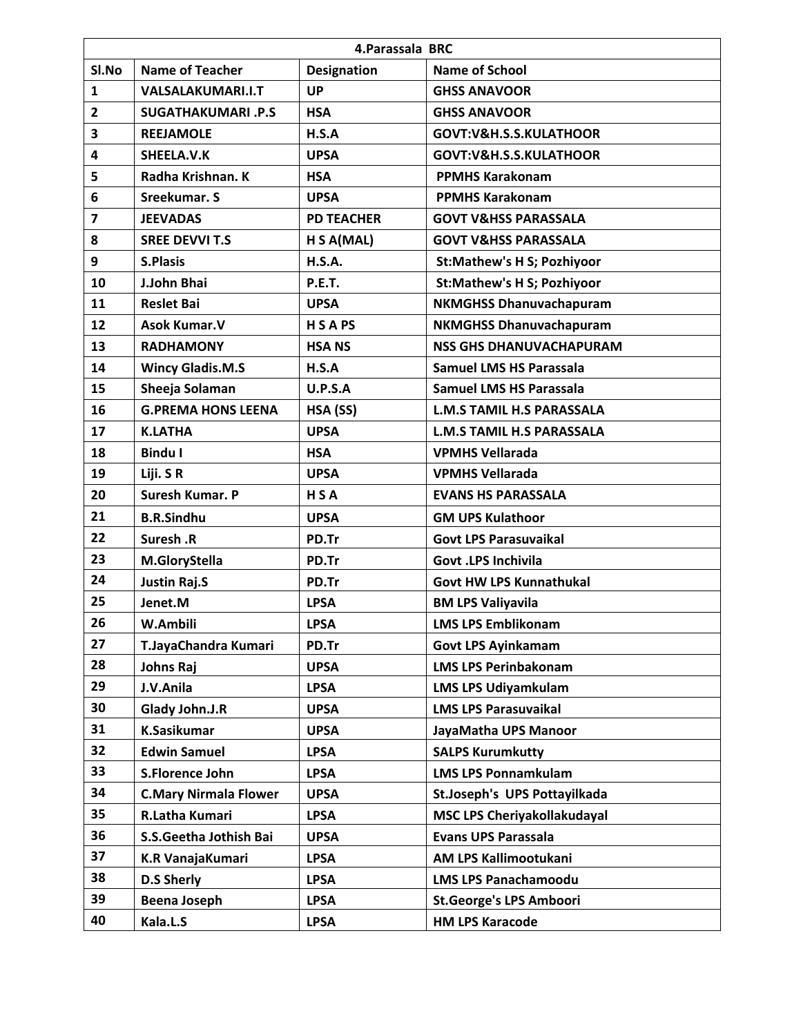| 4.Parassala BRC | | | |
|---|---|---|---|
| **Sl.No** | **Name of Teacher** | **Designation** | **Name of School** |
| 1 | VALSALAKUMARI.I.T | UP | GHSS ANAVOOR |
| 2 | SUGATHAKUMARI .P.S | HSA | GHSS ANAVOOR |
| 3 | REEJAMOLE | H.S.A | GOVT:V&H.S.S.KULATHOOR |
| 4 | SHEELA.V.K | UPSA | GOVT:V&H.S.S.KULATHOOR |
| 5 | Radha Krishnan. K | HSA | PPMHS Karakonam |
| 6 | Sreekumar. S | UPSA | PPMHS Karakonam |
| 7 | JEEVADAS | PD TEACHER | GOVT V&HSS PARASSALA |
| 8 | SREE DEVVI T.S | H S A(MAL) | GOVT V&HSS PARASSALA |
| 9 | S.Plasis | H.S.A. | St:Mathew's H S; Pozhiyoor |
| 10 | J.John Bhai | P.E.T. | St:Mathew's H S; Pozhiyoor |
| 11 | Reslet Bai | UPSA | NKMGHSS Dhanuvachapuram |
| 12 | Asok Kumar.V | H S A PS | NKMGHSS Dhanuvachapuram |
| 13 | RADHAMONY | HSA NS | NSS GHS DHANUVACHAPURAM |
| 14 | Wincy Gladis.M.S | H.S.A | Samuel LMS HS Parassala |
| 15 | Sheeja Solaman | U.P.S.A | Samuel LMS HS Parassala |
| 16 | G.PREMA HONS LEENA | HSA (SS) | L.M.S TAMIL H.S PARASSALA |
| 17 | K.LATHA | UPSA | L.M.S TAMIL H.S PARASSALA |
| 18 | Bindu I | HSA | VPMHS Vellarada |
| 19 | Liji. S R | UPSA | VPMHS Vellarada |
| 20 | Suresh Kumar. P | H S A | EVANS HS PARASSALA |
| 21 | B.R.Sindhu | UPSA | GM UPS Kulathoor |
| 22 | Suresh .R | PD.Tr | Govt LPS Parasuvaikal |
| 23 | M.GloryStella | PD.Tr | Govt .LPS Inchivila |
| 24 | Justin Raj.S | PD.Tr | Govt HW LPS Kunnathukal |
| 25 | Jenet.M | LPSA | BM LPS Valiyavila |
| 26 | W.Ambili | LPSA | LMS LPS Emblikonam |
| 27 | T.JayaChandra Kumari | PD.Tr | Govt LPS Ayinkamam |
| 28 | Johns Raj | UPSA | LMS LPS Perinbakonam |
| 29 | J.V.Anila | LPSA | LMS LPS Udiyamkulam |
| 30 | Glady John.J.R | UPSA | LMS LPS Parasuvaikal |
| 31 | K.Sasikumar | UPSA | JayaMatha UPS Manoor |
| 32 | Edwin Samuel | LPSA | SALPS Kurumkutty |
| 33 | S.Florence John | LPSA | LMS LPS Ponnamkulam |
| 34 | C.Mary Nirmala Flower | UPSA | St.Joseph's UPS Pottayilkada |
| 35 | R.Latha Kumari | LPSA | MSC LPS Cheriyakollakudayal |
| 36 | S.S.Geetha Jothish Bai | UPSA | Evans UPS Parassala |
| 37 | K.R VanajaKumari | LPSA | AM LPS Kallimootukani |
| 38 | D.S Sherly | LPSA | LMS LPS Panachamoodu |
| 39 | Beena Joseph | LPSA | St.George's LPS Amboori |
| 40 | Kala.L.S | LPSA | HM LPS Karacode |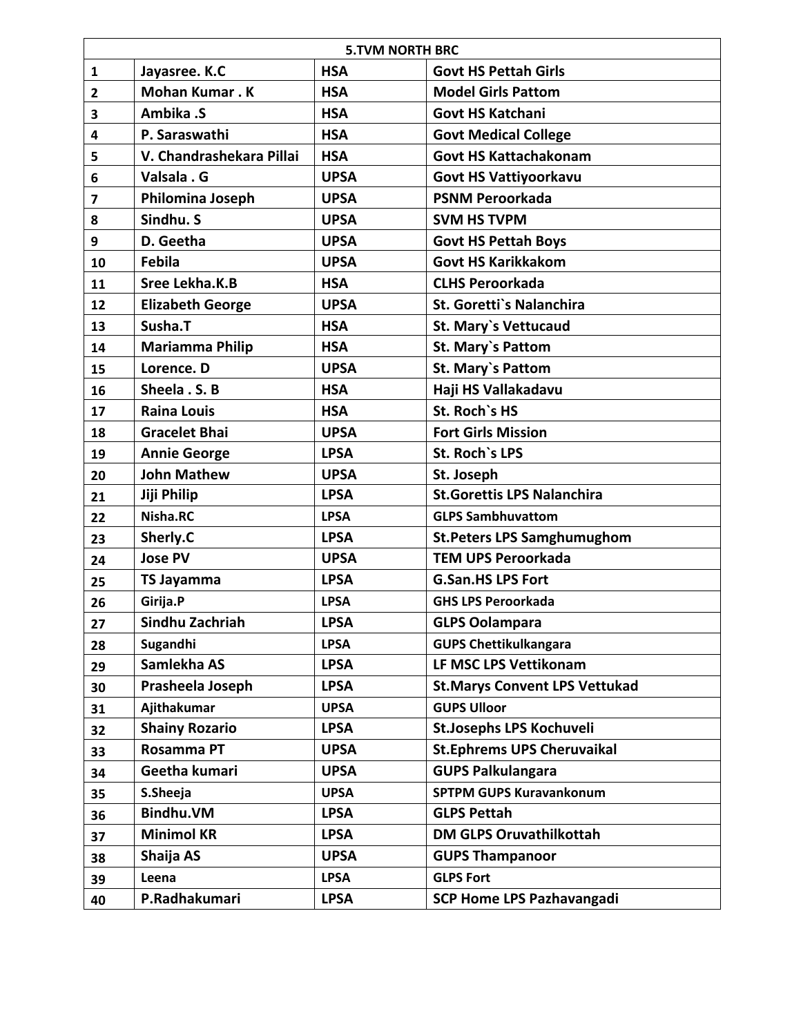| 5.TVM NORTH BRC | | | |
|---|---|---|---|
| 1 | Jayasree. K.C | HSA | Govt HS Pettah Girls |
| 2 | Mohan Kumar . K | HSA | Model Girls Pattom |
| 3 | Ambika .S | HSA | Govt HS Katchani |
| 4 | P. Saraswathi | HSA | Govt Medical College |
| 5 | V. Chandrashekara Pillai | HSA | Govt HS Kattachakonam |
| 6 | Valsala . G | UPSA | Govt HS Vattiyoorkavu |
| 7 | Philomina Joseph | UPSA | PSNM Peroorkada |
| 8 | Sindhu. S | UPSA | SVM HS TVPM |
| 9 | D. Geetha | UPSA | Govt HS Pettah Boys |
| 10 | Febila | UPSA | Govt HS Karikkakom |
| 11 | Sree Lekha.K.B | HSA | CLHS Peroorkada |
| 12 | Elizabeth George | UPSA | St. Goretti`s Nalanchira |
| 13 | Susha.T | HSA | St. Mary`s Vettucaud |
| 14 | Mariamma Philip | HSA | St. Mary`s Pattom |
| 15 | Lorence. D | UPSA | St. Mary`s Pattom |
| 16 | Sheela . S. B | HSA | Haji HS Vallakadavu |
| 17 | Raina Louis | HSA | St. Roch`s HS |
| 18 | Gracelet Bhai | UPSA | Fort Girls Mission |
| 19 | Annie George | LPSA | St. Roch`s LPS |
| 20 | John Mathew | UPSA | St. Joseph |
| 21 | Jiji Philip | LPSA | St.Gorettis LPS Nalanchira |
| 22 | Nisha.RC | LPSA | GLPS Sambhuvattom |
| 23 | Sherly.C | LPSA | St.Peters LPS Samghumughom |
| 24 | Jose PV | UPSA | TEM UPS Peroorkada |
| 25 | TS Jayamma | LPSA | G.San.HS LPS Fort |
| 26 | Girija.P | LPSA | GHS LPS Peroorkada |
| 27 | Sindhu Zachriah | LPSA | GLPS Oolampara |
| 28 | Sugandhi | LPSA | GUPS Chettikulkangara |
| 29 | Samlekha AS | LPSA | LF MSC LPS Vettikonam |
| 30 | Prasheela Joseph | LPSA | St.Marys Convent LPS Vettukad |
| 31 | Ajithakumar | UPSA | GUPS Ulloor |
| 32 | Shainy Rozario | LPSA | St.Josephs LPS Kochuveli |
| 33 | Rosamma PT | UPSA | St.Ephrems UPS Cheruvaikal |
| 34 | Geetha kumari | UPSA | GUPS Palkulangara |
| 35 | S.Sheeja | UPSA | SPTPM GUPS Kuravankonum |
| 36 | Bindhu.VM | LPSA | GLPS Pettah |
| 37 | Minimol KR | LPSA | DM GLPS Oruvathilkottah |
| 38 | Shaija AS | UPSA | GUPS Thampanoor |
| 39 | Leena | LPSA | GLPS Fort |
| 40 | P.Radhakumari | LPSA | SCP Home LPS Pazhavangadi |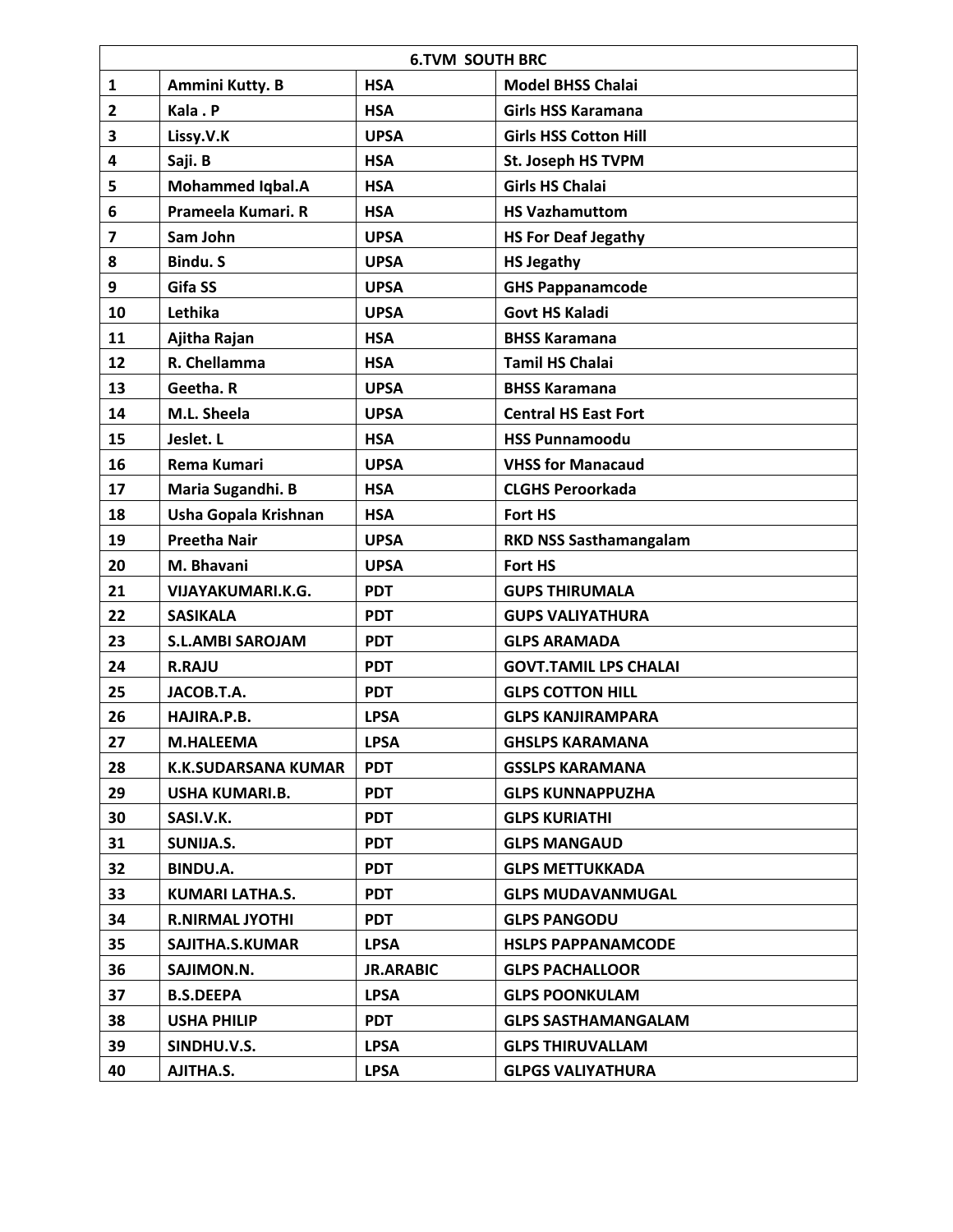| 6.TVM SOUTH BRC | | | |
|---|---|---|---|
| 1 | Ammini Kutty. B | HSA | Model BHSS Chalai |
| 2 | Kala . P | HSA | Girls HSS Karamana |
| 3 | Lissy.V.K | UPSA | Girls HSS Cotton Hill |
| 4 | Saji. B | HSA | St. Joseph HS TVPM |
| 5 | Mohammed Iqbal.A | HSA | Girls HS Chalai |
| 6 | Prameela Kumari. R | HSA | HS Vazhamuttom |
| 7 | Sam John | UPSA | HS For Deaf Jegathy |
| 8 | Bindu. S | UPSA | HS Jegathy |
| 9 | Gifa SS | UPSA | GHS Pappanamcode |
| 10 | Lethika | UPSA | Govt HS Kaladi |
| 11 | Ajitha Rajan | HSA | BHSS Karamana |
| 12 | R. Chellamma | HSA | Tamil HS Chalai |
| 13 | Geetha. R | UPSA | BHSS Karamana |
| 14 | M.L. Sheela | UPSA | Central HS East Fort |
| 15 | Jeslet. L | HSA | HSS Punnamoodu |
| 16 | Rema Kumari | UPSA | VHSS for Manacaud |
| 17 | Maria Sugandhi. B | HSA | CLGHS Peroorkada |
| 18 | Usha Gopala Krishnan | HSA | Fort HS |
| 19 | Preetha Nair | UPSA | RKD NSS Sasthamangalam |
| 20 | M. Bhavani | UPSA | Fort HS |
| 21 | VIJAYAKUMARI.K.G. | PDT | GUPS THIRUMALA |
| 22 | SASIKALA | PDT | GUPS VALIYATHURA |
| 23 | S.L.AMBI SAROJAM | PDT | GLPS ARAMADA |
| 24 | R.RAJU | PDT | GOVT.TAMIL LPS CHALAI |
| 25 | JACOB.T.A. | PDT | GLPS COTTON HILL |
| 26 | HAJIRA.P.B. | LPSA | GLPS KANJIRAMPARA |
| 27 | M.HALEEMA | LPSA | GHSLPS KARAMANA |
| 28 | K.K.SUDARSANA KUMAR | PDT | GSSLPS KARAMANA |
| 29 | USHA KUMARI.B. | PDT | GLPS KUNNAPPUZHA |
| 30 | SASI.V.K. | PDT | GLPS KURIATHI |
| 31 | SUNIJA.S. | PDT | GLPS MANGAUD |
| 32 | BINDU.A. | PDT | GLPS METTUKKADA |
| 33 | KUMARI LATHA.S. | PDT | GLPS MUDAVANMUGAL |
| 34 | R.NIRMAL JYOTHI | PDT | GLPS PANGODU |
| 35 | SAJITHA.S.KUMAR | LPSA | HSLPS PAPPANAMCODE |
| 36 | SAJIMON.N. | JR.ARABIC | GLPS PACHALLOOR |
| 37 | B.S.DEEPA | LPSA | GLPS POONKULAM |
| 38 | USHA PHILIP | PDT | GLPS SASTHAMANGALAM |
| 39 | SINDHU.V.S. | LPSA | GLPS THIRUVALLAM |
| 40 | AJITHA.S. | LPSA | GLPGS VALIYATHURA |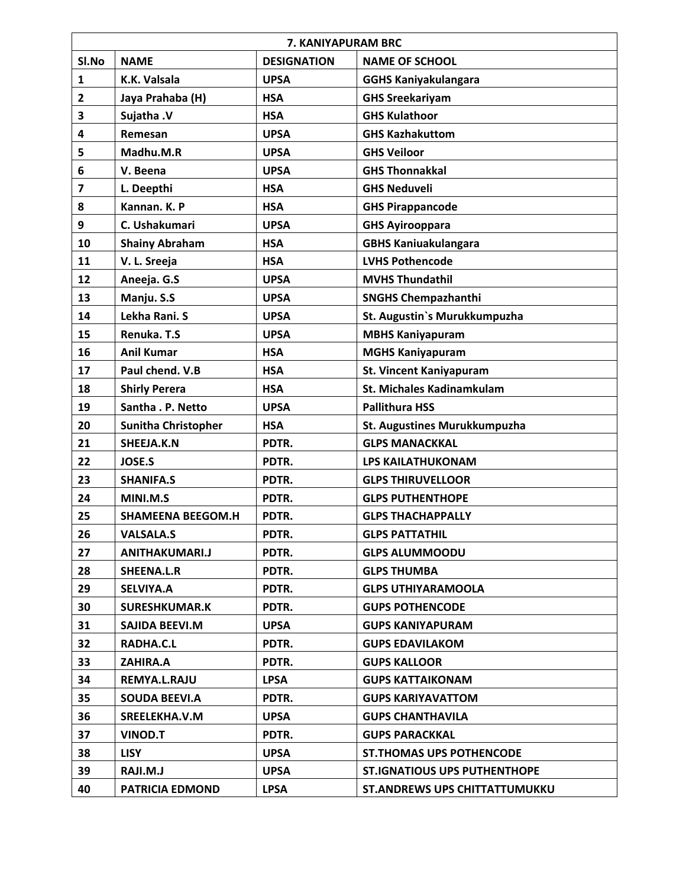| 7. KANIYAPURAM BRC | | | |
|---|---|---|---|
| **Sl.No** | **NAME** | **DESIGNATION** | **NAME OF SCHOOL** |
| 1 | K.K. Valsala | UPSA | GGHS Kaniyakulangara |
| 2 | Jaya Prahaba (H) | HSA | GHS Sreekariyam |
| 3 | Sujatha .V | HSA | GHS Kulathoor |
| 4 | Remesan | UPSA | GHS Kazhakuttom |
| 5 | Madhu.M.R | UPSA | GHS Veiloor |
| 6 | V. Beena | UPSA | GHS Thonnakkal |
| 7 | L. Deepthi | HSA | GHS Neduveli |
| 8 | Kannan. K. P | HSA | GHS Pirappancode |
| 9 | C. Ushakumari | UPSA | GHS Ayirooppara |
| 10 | Shainy Abraham | HSA | GBHS Kaniuakulangara |
| 11 | V. L. Sreeja | HSA | LVHS Pothencode |
| 12 | Aneeja. G.S | UPSA | MVHS Thundathil |
| 13 | Manju. S.S | UPSA | SNGHS Chempazhanthi |
| 14 | Lekha Rani. S | UPSA | St. Augustin`s Murukkumpuzha |
| 15 | Renuka. T.S | UPSA | MBHS Kaniyapuram |
| 16 | Anil Kumar | HSA | MGHS Kaniyapuram |
| 17 | Paul chend. V.B | HSA | St. Vincent Kaniyapuram |
| 18 | Shirly Perera | HSA | St. Michales Kadinamkulam |
| 19 | Santha . P. Netto | UPSA | Pallithura HSS |
| 20 | Sunitha Christopher | HSA | St. Augustines Murukkumpuzha |
| 21 | SHEEJA.K.N | PDTR. | GLPS MANACKKAL |
| 22 | JOSE.S | PDTR. | LPS KAILATHUKONAM |
| 23 | SHANIFA.S | PDTR. | GLPS THIRUVELLOOR |
| 24 | MINI.M.S | PDTR. | GLPS PUTHENTHOPE |
| 25 | SHAMEENA BEEGOM.H | PDTR. | GLPS THACHAPPALLY |
| 26 | VALSALA.S | PDTR. | GLPS PATTATHIL |
| 27 | ANITHAKUMARI.J | PDTR. | GLPS ALUMMOODU |
| 28 | SHEENA.L.R | PDTR. | GLPS THUMBA |
| 29 | SELVIYA.A | PDTR. | GLPS UTHIYARAMOOLA |
| 30 | SURESHKUMAR.K | PDTR. | GUPS POTHENCODE |
| 31 | SAJIDA BEEVI.M | UPSA | GUPS KANIYAPURAM |
| 32 | RADHA.C.L | PDTR. | GUPS EDAVILAKOM |
| 33 | ZAHIRA.A | PDTR. | GUPS KALLOOR |
| 34 | REMYA.L.RAJU | LPSA | GUPS KATTAIKONAM |
| 35 | SOUDA BEEVI.A | PDTR. | GUPS KARIYAVATTOM |
| 36 | SREELEKHA.V.M | UPSA | GUPS CHANTHAVILA |
| 37 | VINOD.T | PDTR. | GUPS PARACKKAL |
| 38 | LISY | UPSA | ST.THOMAS UPS POTHENCODE |
| 39 | RAJI.M.J | UPSA | ST.IGNATIOUS UPS PUTHENTHOPE |
| 40 | PATRICIA EDMOND | LPSA | ST.ANDREWS UPS CHITTATTUMUKKU |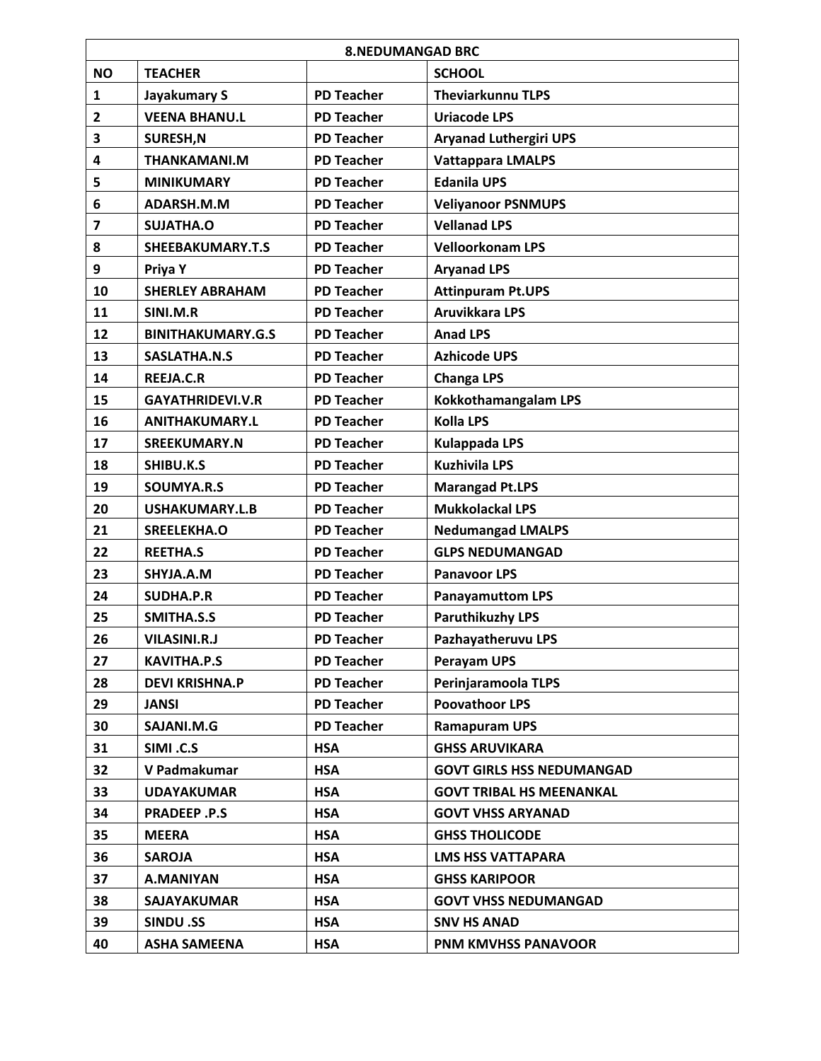| 8.NEDUMANGAD BRC | | | |
|---|---|---|---|
| NO | TEACHER | | SCHOOL |
| 1 | Jayakumary S | PD Teacher | Theviarkunnu TLPS |
| 2 | VEENA BHANU.L | PD Teacher | Uriacode LPS |
| 3 | SURESH,N | PD Teacher | Aryanad Luthergiri UPS |
| 4 | THANKAMANI.M | PD Teacher | Vattappara LMALPS |
| 5 | MINIKUMARY | PD Teacher | Edanila UPS |
| 6 | ADARSH.M.M | PD Teacher | Veliyanoor PSNMUPS |
| 7 | SUJATHA.O | PD Teacher | Vellanad LPS |
| 8 | SHEEBAKUMARY.T.S | PD Teacher | Velloorkonam LPS |
| 9 | Priya Y | PD Teacher | Aryanad LPS |
| 10 | SHERLEY ABRAHAM | PD Teacher | Attinpuram Pt.UPS |
| 11 | SINI.M.R | PD Teacher | Aruvikkara LPS |
| 12 | BINITHAKUMARY.G.S | PD Teacher | Anad LPS |
| 13 | SASLATHA.N.S | PD Teacher | Azhicode UPS |
| 14 | REEJA.C.R | PD Teacher | Changa LPS |
| 15 | GAYATHRIDEVI.V.R | PD Teacher | Kokkothamangalam LPS |
| 16 | ANITHAKUMARY.L | PD Teacher | Kolla LPS |
| 17 | SREEKUMARY.N | PD Teacher | Kulappada LPS |
| 18 | SHIBU.K.S | PD Teacher | Kuzhivila LPS |
| 19 | SOUMYA.R.S | PD Teacher | Marangad Pt.LPS |
| 20 | USHAKUMARY.L.B | PD Teacher | Mukkolackal LPS |
| 21 | SREELEKHA.O | PD Teacher | Nedumangad LMALPS |
| 22 | REETHA.S | PD Teacher | GLPS NEDUMANGAD |
| 23 | SHYJA.A.M | PD Teacher | Panavoor LPS |
| 24 | SUDHA.P.R | PD Teacher | Panayamuttom LPS |
| 25 | SMITHA.S.S | PD Teacher | Paruthikuzhy LPS |
| 26 | VILASINI.R.J | PD Teacher | Pazhayatheruvu LPS |
| 27 | KAVITHA.P.S | PD Teacher | Perayam UPS |
| 28 | DEVI KRISHNA.P | PD Teacher | Perinjaramoola TLPS |
| 29 | JANSI | PD Teacher | Poovathoor LPS |
| 30 | SAJANI.M.G | PD Teacher | Ramapuram UPS |
| 31 | SIMI .C.S | HSA | GHSS ARUVIKARA |
| 32 | V Padmakumar | HSA | GOVT GIRLS HSS NEDUMANGAD |
| 33 | UDAYAKUMAR | HSA | GOVT TRIBAL HS MEENANKAL |
| 34 | PRADEEP .P.S | HSA | GOVT VHSS ARYANAD |
| 35 | MEERA | HSA | GHSS THOLICODE |
| 36 | SAROJA | HSA | LMS HSS VATTAPARA |
| 37 | A.MANIYAN | HSA | GHSS KARIPOOR |
| 38 | SAJAYAKUMAR | HSA | GOVT VHSS NEDUMANGAD |
| 39 | SINDU .SS | HSA | SNV HS ANAD |
| 40 | ASHA SAMEENA | HSA | PNM KMVHSS PANAVOOR |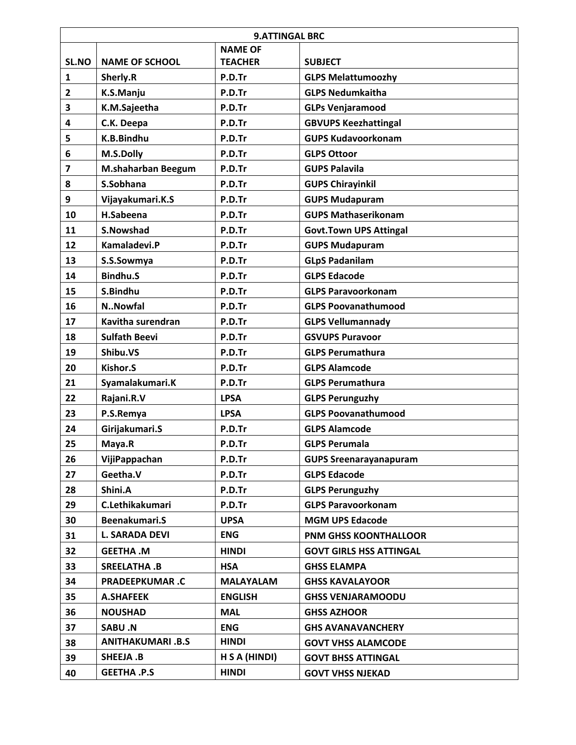| 9.ATTINGAL BRC | | | |
|---|---|---|---|
| **SL.NO** | **NAME OF SCHOOL** | **NAME OF TEACHER** | **SUBJECT** |
| 1 | Sherly.R | P.D.Tr | GLPS Melattumoozhy |
| 2 | K.S.Manju | P.D.Tr | GLPS Nedumkaitha |
| 3 | K.M.Sajeetha | P.D.Tr | GLPs Venjaramood |
| 4 | C.K. Deepa | P.D.Tr | GBVUPS Keezhattingal |
| 5 | K.B.Bindhu | P.D.Tr | GUPS Kudavoorkonam |
| 6 | M.S.Dolly | P.D.Tr | GLPS Ottoor |
| 7 | M.shaharban Beegum | P.D.Tr | GUPS Palavila |
| 8 | S.Sobhana | P.D.Tr | GUPS Chirayinkil |
| 9 | Vijayakumari.K.S | P.D.Tr | GUPS Mudapuram |
| 10 | H.Sabeena | P.D.Tr | GUPS Mathaserikonam |
| 11 | S.Nowshad | P.D.Tr | Govt.Town UPS Attingal |
| 12 | Kamaladevi.P | P.D.Tr | GUPS Mudapuram |
| 13 | S.S.Sowmya | P.D.Tr | GLpS Padanilam |
| 14 | Bindhu.S | P.D.Tr | GLPS Edacode |
| 15 | S.Bindhu | P.D.Tr | GLPS Paravoorkonam |
| 16 | N..Nowfal | P.D.Tr | GLPS Poovanathumood |
| 17 | Kavitha surendran | P.D.Tr | GLPS Vellumannady |
| 18 | Sulfath Beevi | P.D.Tr | GSVUPS Puravoor |
| 19 | Shibu.VS | P.D.Tr | GLPS Perumathura |
| 20 | Kishor.S | P.D.Tr | GLPS Alamcode |
| 21 | Syamalakumari.K | P.D.Tr | GLPS Perumathura |
| 22 | Rajani.R.V | LPSA | GLPS Perunguzhy |
| 23 | P.S.Remya | LPSA | GLPS Poovanathumood |
| 24 | Girijakumari.S | P.D.Tr | GLPS Alamcode |
| 25 | Maya.R | P.D.Tr | GLPS Perumala |
| 26 | VijiPappachan | P.D.Tr | GUPS Sreenarayanapuram |
| 27 | Geetha.V | P.D.Tr | GLPS Edacode |
| 28 | Shini.A | P.D.Tr | GLPS Perunguzhy |
| 29 | C.Lethikakumari | P.D.Tr | GLPS Paravoorkonam |
| 30 | Beenakumari.S | UPSA | MGM UPS Edacode |
| 31 | L. SARADA DEVI | ENG | PNM GHSS KOONTHALLOOR |
| 32 | GEETHA .M | HINDI | GOVT GIRLS HSS ATTINGAL |
| 33 | SREELATHA .B | HSA | GHSS ELAMPA |
| 34 | PRADEEPKUMAR .C | MALAYALAM | GHSS KAVALAYOOR |
| 35 | A.SHAFEEK | ENGLISH | GHSS VENJARAMOODU |
| 36 | NOUSHAD | MAL | GHSS AZHOOR |
| 37 | SABU .N | ENG | GHS AVANAVANCHERY |
| 38 | ANITHAKUMARI .B.S | HINDI | GOVT VHSS ALAMCODE |
| 39 | SHEEJA .B | H S A (HINDI) | GOVT BHSS ATTINGAL |
| 40 | GEETHA .P.S | HINDI | GOVT VHSS NJEKAD |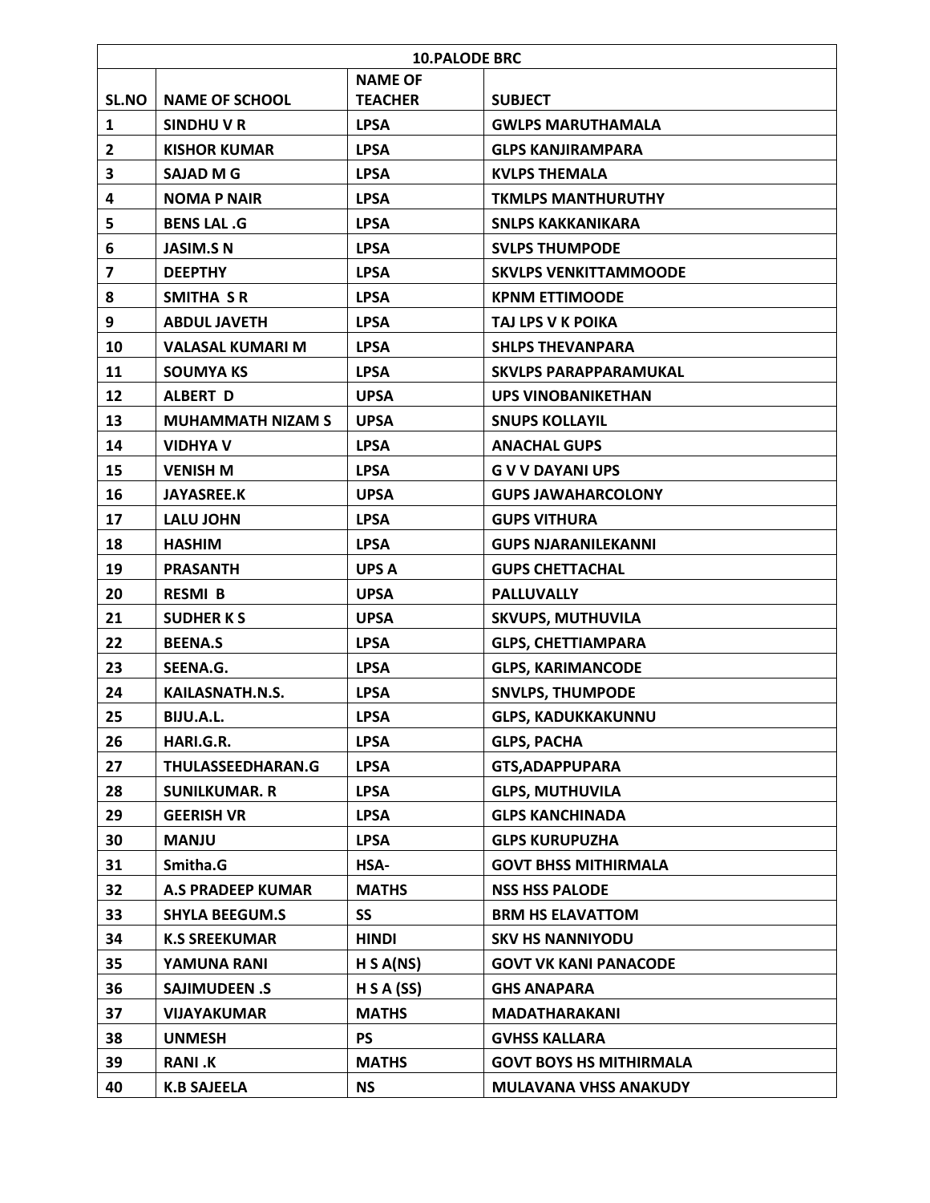| 10.PALODE BRC | | | |
|---|---|---|---|
| **SL.NO** | **NAME OF SCHOOL** | **NAME OF TEACHER** | **SUBJECT** |
| 1 | SINDHU V R | LPSA | GWLPS MARUTHAMALA |
| 2 | KISHOR KUMAR | LPSA | GLPS KANJIRAMPARA |
| 3 | SAJAD M G | LPSA | KVLPS THEMALA |
| 4 | NOMA P NAIR | LPSA | TKMLPS MANTHURUTHY |
| 5 | BENS LAL .G | LPSA | SNLPS KAKKANIKARA |
| 6 | JASIM.S N | LPSA | SVLPS THUMPODE |
| 7 | DEEPTHY | LPSA | SKVLPS VENKITTAMMOODE |
| 8 | SMITHA S R | LPSA | KPNM ETTIMOODE |
| 9 | ABDUL JAVETH | LPSA | TAJ LPS V K POIKA |
| 10 | VALASAL KUMARI M | LPSA | SHLPS THEVANPARA |
| 11 | SOUMYA KS | LPSA | SKVLPS PARAPPARAMUKAL |
| 12 | ALBERT D | UPSA | UPS VINOBANIKETHAN |
| 13 | MUHAMMATH NIZAM S | UPSA | SNUPS KOLLAYIL |
| 14 | VIDHYA V | LPSA | ANACHAL GUPS |
| 15 | VENISH M | LPSA | G V V DAYANI UPS |
| 16 | JAYASREE.K | UPSA | GUPS JAWAHARCOLONY |
| 17 | LALU JOHN | LPSA | GUPS VITHURA |
| 18 | HASHIM | LPSA | GUPS NJARANILEKANNI |
| 19 | PRASANTH | UPS A | GUPS CHETTACHAL |
| 20 | RESMI B | UPSA | PALLUVALLY |
| 21 | SUDHER K S | UPSA | SKVUPS, MUTHUVILA |
| 22 | BEENA.S | LPSA | GLPS, CHETTIAMPARA |
| 23 | SEENA.G. | LPSA | GLPS, KARIMANCODE |
| 24 | KAILASNATH.N.S. | LPSA | SNVLPS, THUMPODE |
| 25 | BIJU.A.L. | LPSA | GLPS, KADUKKAKUNNU |
| 26 | HARI.G.R. | LPSA | GLPS, PACHA |
| 27 | THULASSEEDHARAN.G | LPSA | GTS,ADAPPUPARA |
| 28 | SUNILKUMAR. R | LPSA | GLPS, MUTHUVILA |
| 29 | GEERISH VR | LPSA | GLPS KANCHINADA |
| 30 | MANJU | LPSA | GLPS KURUPUZHA |
| 31 | Smitha.G | HSA- | GOVT BHSS MITHIRMALA |
| 32 | A.S PRADEEP KUMAR | MATHS | NSS HSS PALODE |
| 33 | SHYLA BEEGUM.S | SS | BRM HS ELAVATTOM |
| 34 | K.S SREEKUMAR | HINDI | SKV HS NANNIYODU |
| 35 | YAMUNA RANI | H S A(NS) | GOVT VK KANI PANACODE |
| 36 | SAJIMUDEEN .S | H S A (SS) | GHS ANAPARA |
| 37 | VIJAYAKUMAR | MATHS | MADATHARAKANI |
| 38 | UNMESH | PS | GVHSS KALLARA |
| 39 | RANI .K | MATHS | GOVT BOYS HS MITHIRMALA |
| 40 | K.B SAJEELA | NS | MULAVANA VHSS ANAKUDY |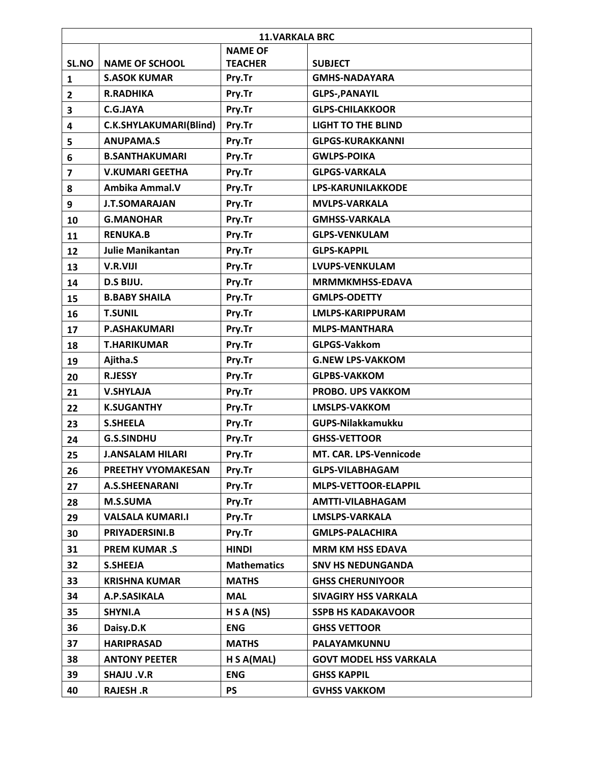| 11.VARKALA BRC | | | |
|---|---|---|---|
| SL.NO | NAME OF SCHOOL | NAME OF TEACHER | SUBJECT |
| 1 | S.ASOK KUMAR | Pry.Tr | GMHS-NADAYARA |
| 2 | R.RADHIKA | Pry.Tr | GLPS-,PANAYIL |
| 3 | C.G.JAYA | Pry.Tr | GLPS-CHILAKKOOR |
| 4 | C.K.SHYLAKUMARI(Blind) | Pry.Tr | LIGHT TO THE BLIND |
| 5 | ANUPAMA.S | Pry.Tr | GLPGS-KURAKKANNI |
| 6 | B.SANTHAKUMARI | Pry.Tr | GWLPS-POIKA |
| 7 | V.KUMARI GEETHA | Pry.Tr | GLPGS-VARKALA |
| 8 | Ambika Ammal.V | Pry.Tr | LPS-KARUNILAKKODE |
| 9 | J.T.SOMARAJAN | Pry.Tr | MVLPS-VARKALA |
| 10 | G.MANOHAR | Pry.Tr | GMHSS-VARKALA |
| 11 | RENUKA.B | Pry.Tr | GLPS-VENKULAM |
| 12 | Julie Manikantan | Pry.Tr | GLPS-KAPPIL |
| 13 | V.R.VIJI | Pry.Tr | LVUPS-VENKULAM |
| 14 | D.S BIJU. | Pry.Tr | MRMMKMHSS-EDAVA |
| 15 | B.BABY SHAILA | Pry.Tr | GMLPS-ODETTY |
| 16 | T.SUNIL | Pry.Tr | LMLPS-KARIPPURAM |
| 17 | P.ASHAKUMARI | Pry.Tr | MLPS-MANTHARA |
| 18 | T.HARIKUMAR | Pry.Tr | GLPGS-Vakkom |
| 19 | Ajitha.S | Pry.Tr | G.NEW LPS-VAKKOM |
| 20 | R.JESSY | Pry.Tr | GLPBS-VAKKOM |
| 21 | V.SHYLAJA | Pry.Tr | PROBO. UPS VAKKOM |
| 22 | K.SUGANTHY | Pry.Tr | LMSLPS-VAKKOM |
| 23 | S.SHEELA | Pry.Tr | GUPS-Nilakkamukku |
| 24 | G.S.SINDHU | Pry.Tr | GHSS-VETTOOR |
| 25 | J.ANSALAM HILARI | Pry.Tr | MT. CAR. LPS-Vennicode |
| 26 | PREETHY VYOMAKESAN | Pry.Tr | GLPS-VILABHAGAM |
| 27 | A.S.SHEENARANI | Pry.Tr | MLPS-VETTOOR-ELAPPIL |
| 28 | M.S.SUMA | Pry.Tr | AMTTI-VILABHAGAM |
| 29 | VALSALA KUMARI.I | Pry.Tr | LMSLPS-VARKALA |
| 30 | PRIYADERSINI.B | Pry.Tr | GMLPS-PALACHIRA |
| 31 | PREM KUMAR .S | HINDI | MRM KM HSS EDAVA |
| 32 | S.SHEEJA | Mathematics | SNV HS NEDUNGANDA |
| 33 | KRISHNA KUMAR | MATHS | GHSS CHERUNIYOOR |
| 34 | A.P.SASIKALA | MAL | SIVAGIRY HSS VARKALA |
| 35 | SHYNI.A | H S A (NS) | SSPB HS KADAKAVOOR |
| 36 | Daisy.D.K | ENG | GHSS VETTOOR |
| 37 | HARIPRASAD | MATHS | PALAYAMKUNNU |
| 38 | ANTONY PEETER | H S A(MAL) | GOVT MODEL HSS VARKALA |
| 39 | SHAJU .V.R | ENG | GHSS KAPPIL |
| 40 | RAJESH .R | PS | GVHSS VAKKOM |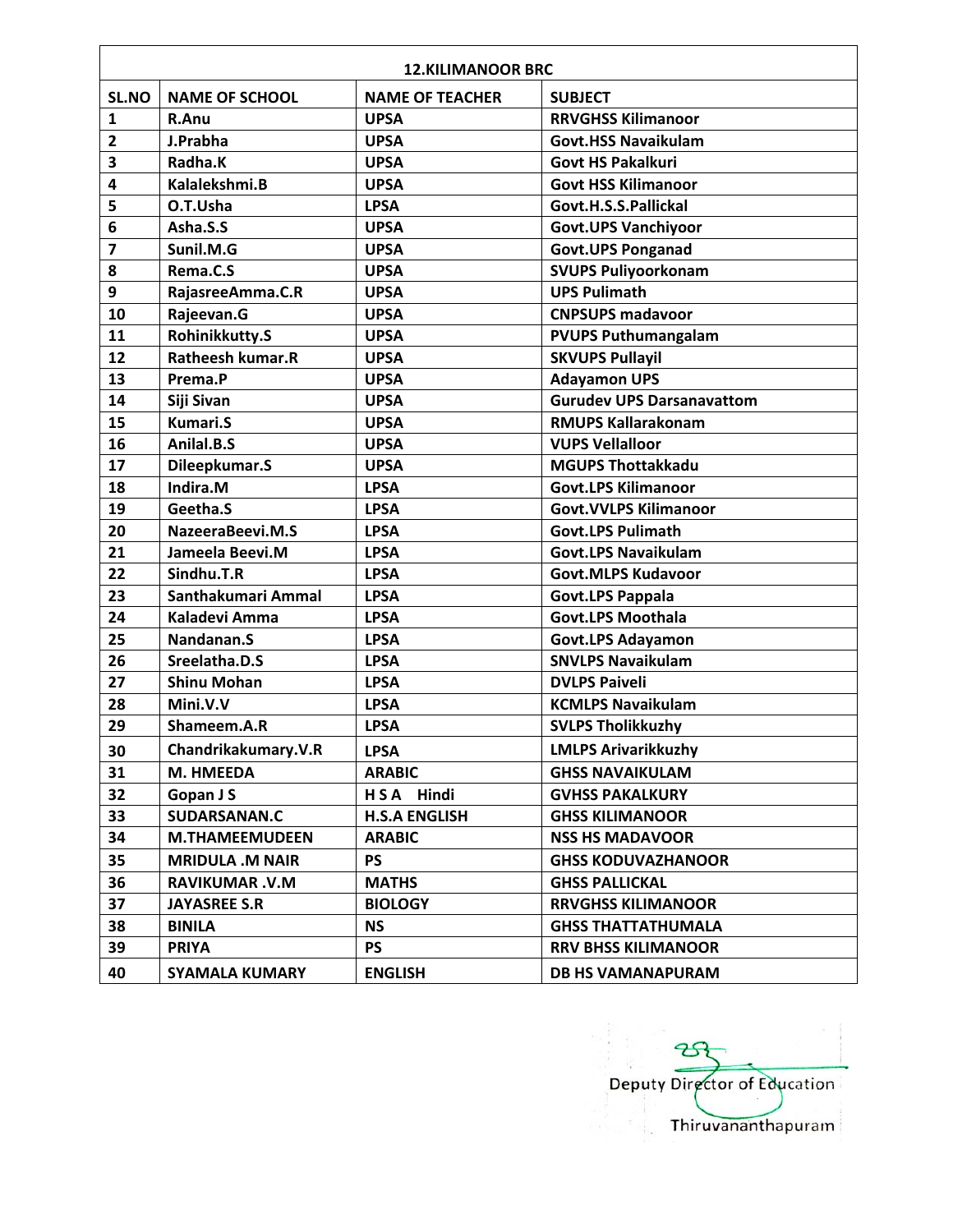| 12.KILIMANOOR BRC | | | |
|---|---|---|---|
| SL.NO | NAME OF SCHOOL | NAME OF TEACHER | SUBJECT |
| 1 | R.Anu | UPSA | RRVGHSS Kilimanoor |
| 2 | J.Prabha | UPSA | Govt.HSS Navaikulam |
| 3 | Radha.K | UPSA | Govt HS Pakalkuri |
| 4 | Kalalekshmi.B | UPSA | Govt HSS Kilimanoor |
| 5 | O.T.Usha | LPSA | Govt.H.S.S.Pallickal |
| 6 | Asha.S.S | UPSA | Govt.UPS Vanchiyoor |
| 7 | Sunil.M.G | UPSA | Govt.UPS Ponganad |
| 8 | Rema.C.S | UPSA | SVUPS Puliyoorkonam |
| 9 | RajasreeAmma.C.R | UPSA | UPS Pulimath |
| 10 | Rajeevan.G | UPSA | CNPSUPS madavoor |
| 11 | Rohinikkutty.S | UPSA | PVUPS Puthumangalam |
| 12 | Ratheesh kumar.R | UPSA | SKVUPS Pullayil |
| 13 | Prema.P | UPSA | Adayamon UPS |
| 14 | Siji Sivan | UPSA | Gurudev UPS Darsanavattom |
| 15 | Kumari.S | UPSA | RMUPS Kallarakonam |
| 16 | Anilal.B.S | UPSA | VUPS Vellalloor |
| 17 | Dileepkumar.S | UPSA | MGUPS Thottakkadu |
| 18 | Indira.M | LPSA | Govt.LPS Kilimanoor |
| 19 | Geetha.S | LPSA | Govt.VVLPS Kilimanoor |
| 20 | NazeeraBeevi.M.S | LPSA | Govt.LPS Pulimath |
| 21 | Jameela Beevi.M | LPSA | Govt.LPS Navaikulam |
| 22 | Sindhu.T.R | LPSA | Govt.MLPS Kudavoor |
| 23 | Santhakumari Ammal | LPSA | Govt.LPS Pappala |
| 24 | Kaladevi Amma | LPSA | Govt.LPS Moothala |
| 25 | Nandanan.S | LPSA | Govt.LPS Adayamon |
| 26 | Sreelatha.D.S | LPSA | SNVLPS Navaikulam |
| 27 | Shinu Mohan | LPSA | DVLPS Paiveli |
| 28 | Mini.V.V | LPSA | KCMLPS Navaikulam |
| 29 | Shameem.A.R | LPSA | SVLPS Tholikkuzhy |
| 30 | Chandrikakumary.V.R | LPSA | LMLPS Arivarikkuzhy |
| 31 | M. HMEEDA | ARABIC | GHSS NAVAIKULAM |
| 32 | Gopan J S | H S A Hindi | GVHSS PAKALKURY |
| 33 | SUDARSANAN.C | H.S.A ENGLISH | GHSS KILIMANOOR |
| 34 | M.THAMEEMUDEEN | ARABIC | NSS HS MADAVOOR |
| 35 | MRIDULA .M NAIR | PS | GHSS KODUVAZHANOOR |
| 36 | RAVIKUMAR .V.M | MATHS | GHSS PALLICKAL |
| 37 | JAYASREE S.R | BIOLOGY | RRVGHSS KILIMANOOR |
| 38 | BINILA | NS | GHSS THATTATHUMALA |
| 39 | PRIYA | PS | RRV BHSS KILIMANOOR |
| 40 | SYAMALA KUMARY | ENGLISH | DB HS VAMANAPURAM |

Deputy Director of Education
Thiruvananthapuram